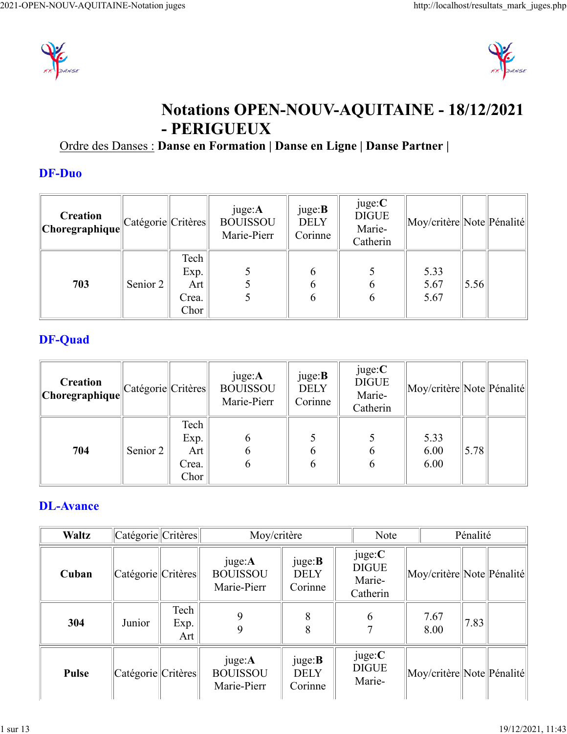# Notations OPEN-NOUV-AQUITAINE - 18/12/2021 - PERIGUEUX

Ordre des Danses : **Danse en Formation | Danse en Ligne | Danse Partner |**

## DF-Duo

| Creation Choregraphique | Catégorie | Critères | juge:**A** BOUISSOU Marie-Pierr | juge:**B** DELY Corinne | juge:**C** DIGUE Marie-Catherin | Moy/critère | Note | Pénalité |
|---|---|---|---|---|---|---|---|---|
| **703** | Senior 2 | Tech Exp. Art Crea. Chor | 5 5 5 | 6 6 6 | 5 6 6 | 5.33 5.67 5.67 | 5.56 | |

## DF-Quad

| Creation Choregraphique | Catégorie | Critères | juge:**A** BOUISSOU Marie-Pierr | juge:**B** DELY Corinne | juge:**C** DIGUE Marie-Catherin | Moy/critère | Note | Pénalité |
|---|---|---|---|---|---|---|---|---|
| **704** | Senior 2 | Tech Exp. Art Crea. Chor | 6 6 6 | 5 6 6 | 5 6 6 | 5.33 6.00 6.00 | 5.78 | |

## DL-Avance

| Waltz | Catégorie | Critères | Moy/critère | | | Note | | Pénalité |
|---|---|---|---|---|---|---|---|---|
| **Cuban** | Catégorie | Critères | juge:**A** BOUISSOU Marie-Pierr | juge:**B** DELY Corinne | juge:**C** DIGUE Marie-Catherin | Moy/critère | Note | Pénalité |
| **304** | Junior | Tech Exp. Art | 9 9 | 8 8 | 6 7 | 7.67 8.00 | 7.83 | |
| **Pulse** | Catégorie | Critères | juge:**A** BOUISSOU Marie-Pierr | juge:**B** DELY Corinne | juge:**C** DIGUE Marie- | Moy/critère | Note | Pénalité |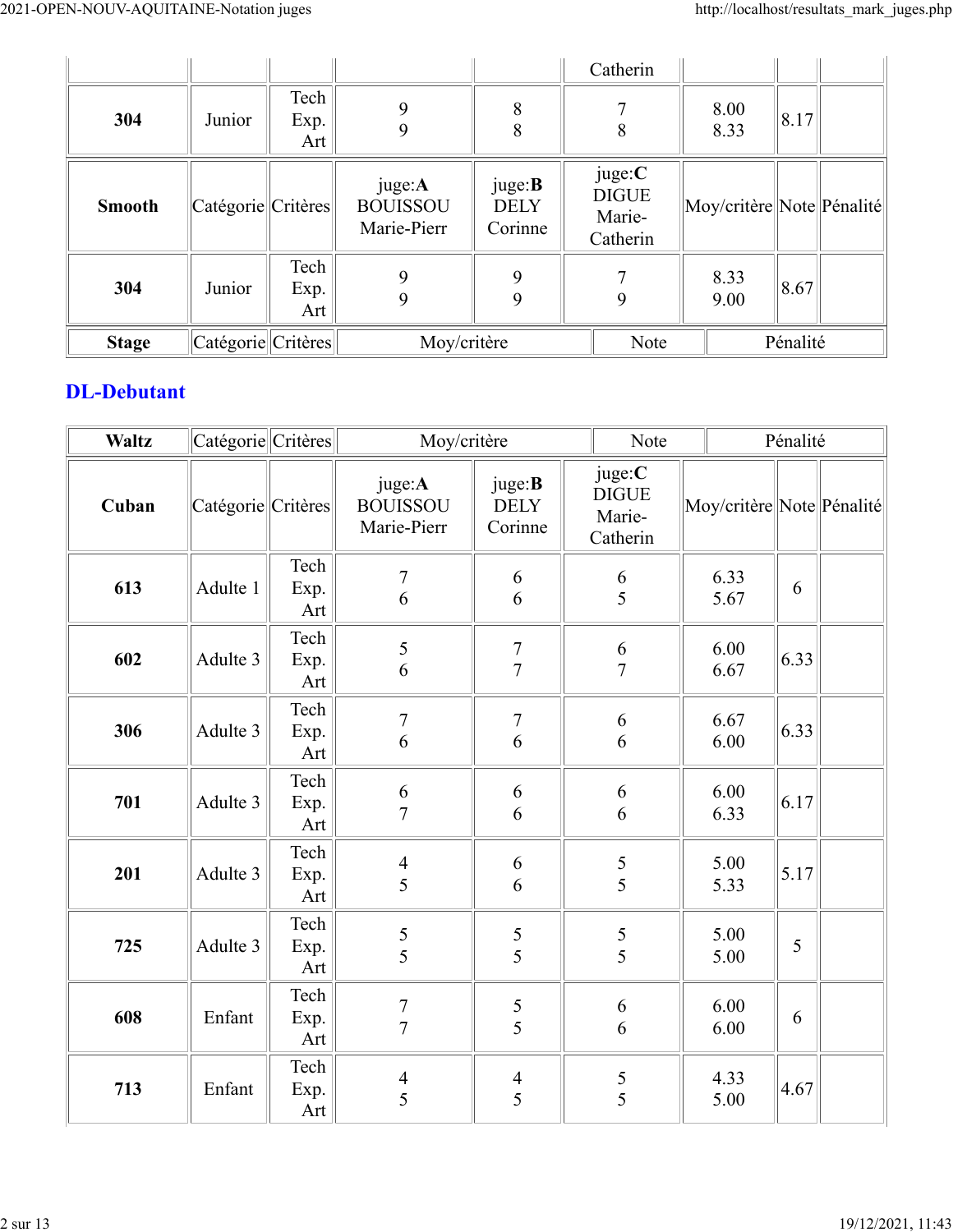| | | | | | Catherin | | | |
|---|---|---|---|---|---|---|---|---|
| **304** | Junior | Tech Exp. Art | 9 9 | 8 8 | 7 8 | 8.00 8.33 | 8.17 | |

| **Smooth** | Catégorie | Critères | juge:**A** BOUISSOU Marie-Pierr | juge:**B** DELY Corinne | juge:**C** DIGUE Marie-Catherin | Moy/critère | Note | Pénalité |
|---|---|---|---|---|---|---|---|---|
| **304** | Junior | Tech Exp. Art | 9 9 | 9 9 | 7 9 | 8.33 9.00 | 8.67 | |

| **Stage** | Catégorie | Critères | Moy/critère | Note | Pénalité |
|---|---|---|---|---|---|

## DL-Debutant

| **Waltz** | Catégorie | Critères | Moy/critère | Note | Pénalité |
|---|---|---|---|---|---|

| **Cuban** | Catégorie | Critères | juge:**A** BOUISSOU Marie-Pierr | juge:**B** DELY Corinne | juge:**C** DIGUE Marie-Catherin | Moy/critère | Note | Pénalité |
|---|---|---|---|---|---|---|---|---|
| **613** | Adulte 1 | Tech Exp. Art | 7 6 | 6 6 | 6 5 | 6.33 5.67 | 6 | |
| **602** | Adulte 3 | Tech Exp. Art | 5 6 | 7 7 | 6 7 | 6.00 6.67 | 6.33 | |
| **306** | Adulte 3 | Tech Exp. Art | 7 6 | 7 6 | 6 6 | 6.67 6.00 | 6.33 | |
| **701** | Adulte 3 | Tech Exp. Art | 6 7 | 6 6 | 6 6 | 6.00 6.33 | 6.17 | |
| **201** | Adulte 3 | Tech Exp. Art | 4 5 | 6 6 | 5 5 | 5.00 5.33 | 5.17 | |
| **725** | Adulte 3 | Tech Exp. Art | 5 5 | 5 5 | 5 5 | 5.00 5.00 | 5 | |
| **608** | Enfant | Tech Exp. Art | 7 7 | 5 5 | 6 6 | 6.00 6.00 | 6 | |
| **713** | Enfant | Tech Exp. Art | 4 5 | 4 5 | 5 5 | 4.33 5.00 | 4.67 | |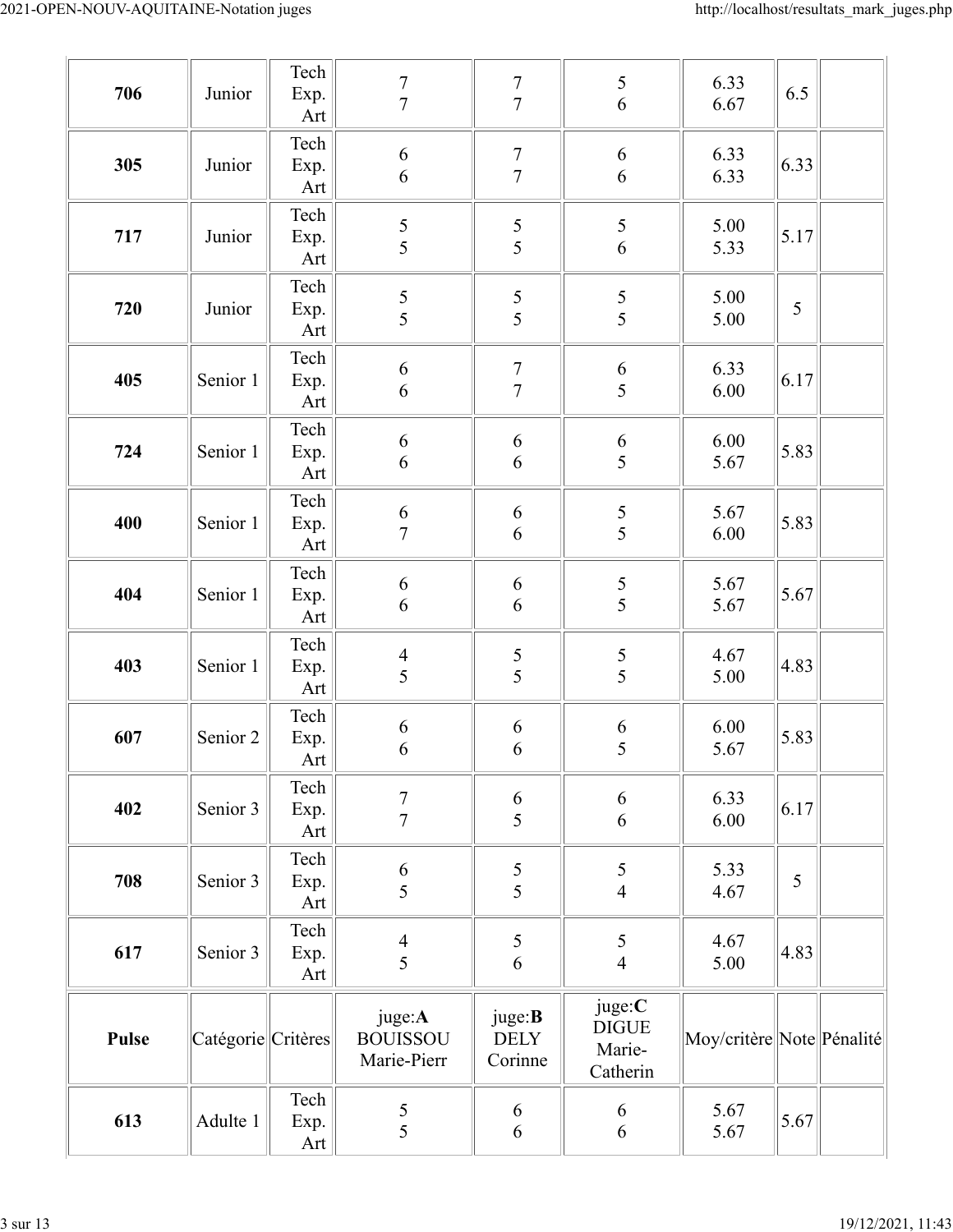| 706 | Junior | Tech Exp. Art | 7 7 | 7 7 | 5 6 | 6.33 6.67 | 6.5 | |
|---|---|---|---|---|---|---|---|---|
| 305 | Junior | Tech Exp. Art | 6 6 | 7 7 | 6 6 | 6.33 6.33 | 6.33 | |
| 717 | Junior | Tech Exp. Art | 5 5 | 5 5 | 5 6 | 5.00 5.33 | 5.17 | |
| 720 | Junior | Tech Exp. Art | 5 5 | 5 5 | 5 5 | 5.00 5.00 | 5 | |
| 405 | Senior 1 | Tech Exp. Art | 6 6 | 7 7 | 6 5 | 6.33 6.00 | 6.17 | |
| 724 | Senior 1 | Tech Exp. Art | 6 6 | 6 6 | 6 5 | 6.00 5.67 | 5.83 | |
| 400 | Senior 1 | Tech Exp. Art | 6 7 | 6 6 | 5 5 | 5.67 6.00 | 5.83 | |
| 404 | Senior 1 | Tech Exp. Art | 6 6 | 6 6 | 5 5 | 5.67 5.67 | 5.67 | |
| 403 | Senior 1 | Tech Exp. Art | 4 5 | 5 5 | 5 5 | 4.67 5.00 | 4.83 | |
| 607 | Senior 2 | Tech Exp. Art | 6 6 | 6 6 | 6 5 | 6.00 5.67 | 5.83 | |
| 402 | Senior 3 | Tech Exp. Art | 7 7 | 6 5 | 6 6 | 6.33 6.00 | 6.17 | |
| 708 | Senior 3 | Tech Exp. Art | 6 5 | 5 5 | 5 4 | 5.33 4.67 | 5 | |
| 617 | Senior 3 | Tech Exp. Art | 4 5 | 5 6 | 5 4 | 4.67 5.00 | 4.83 | |

| **Pulse** | Catégorie | Critères | juge:**A** BOUISSOU Marie-Pierr | juge:**B** DELY Corinne | juge:**C** DIGUE Marie-Catherin | Moy/critère | Note | Pénalité |
|---|---|---|---|---|---|---|---|---|
| 613 | Adulte 1 | Tech Exp. Art | 5 5 | 6 6 | 6 6 | 5.67 5.67 | 5.67 | |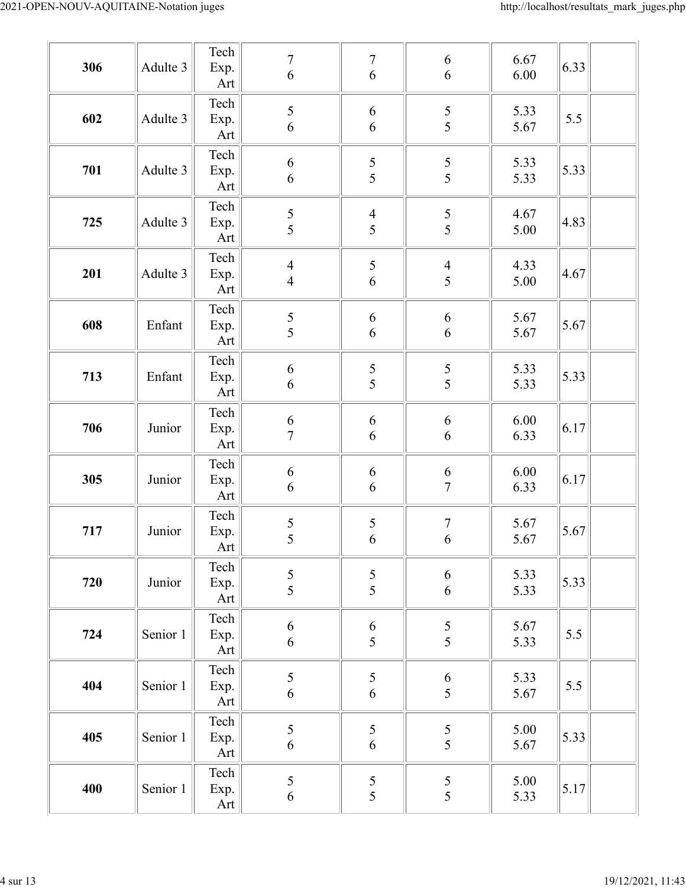| | | | | | | | | |
|---|---|---|---|---|---|---|---|---|
| **306** | Adulte 3 | Tech Exp. Art | 7 6 | 7 6 | 6 6 | 6.67 6.00 | 6.33 | |
| **602** | Adulte 3 | Tech Exp. Art | 5 6 | 6 6 | 5 5 | 5.33 5.67 | 5.5 | |
| **701** | Adulte 3 | Tech Exp. Art | 6 6 | 5 5 | 5 5 | 5.33 5.33 | 5.33 | |
| **725** | Adulte 3 | Tech Exp. Art | 5 5 | 4 5 | 5 5 | 4.67 5.00 | 4.83 | |
| **201** | Adulte 3 | Tech Exp. Art | 4 4 | 5 6 | 4 5 | 4.33 5.00 | 4.67 | |
| **608** | Enfant | Tech Exp. Art | 5 5 | 6 6 | 6 6 | 5.67 5.67 | 5.67 | |
| **713** | Enfant | Tech Exp. Art | 6 6 | 5 5 | 5 5 | 5.33 5.33 | 5.33 | |
| **706** | Junior | Tech Exp. Art | 6 7 | 6 6 | 6 6 | 6.00 6.33 | 6.17 | |
| **305** | Junior | Tech Exp. Art | 6 6 | 6 6 | 6 7 | 6.00 6.33 | 6.17 | |
| **717** | Junior | Tech Exp. Art | 5 5 | 5 6 | 7 6 | 5.67 5.67 | 5.67 | |
| **720** | Junior | Tech Exp. Art | 5 5 | 5 5 | 6 6 | 5.33 5.33 | 5.33 | |
| **724** | Senior 1 | Tech Exp. Art | 6 6 | 6 5 | 5 5 | 5.67 5.33 | 5.5 | |
| **404** | Senior 1 | Tech Exp. Art | 5 6 | 5 6 | 6 5 | 5.33 5.67 | 5.5 | |
| **405** | Senior 1 | Tech Exp. Art | 5 6 | 5 6 | 5 5 | 5.00 5.67 | 5.33 | |
| **400** | Senior 1 | Tech Exp. Art | 5 6 | 5 5 | 5 5 | 5.00 5.33 | 5.17 | |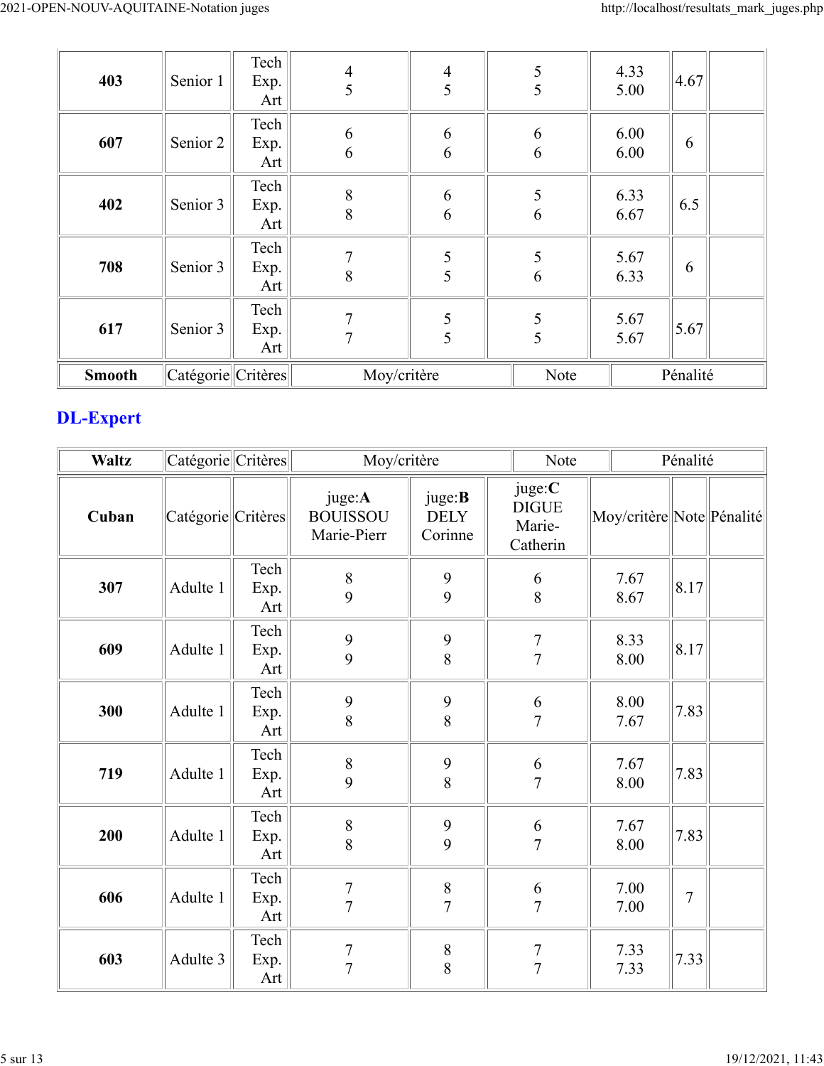| | | | | | | | | |
|---|---|---|---|---|---|---|---|---|
| **403** | Senior 1 | Tech Exp. Art | 4 5 | 4 5 | 5 5 | 4.33 5.00 | 4.67 | |
| **607** | Senior 2 | Tech Exp. Art | 6 6 | 6 6 | 6 6 | 6.00 6.00 | 6 | |
| **402** | Senior 3 | Tech Exp. Art | 8 8 | 6 6 | 5 6 | 6.33 6.67 | 6.5 | |
| **708** | Senior 3 | Tech Exp. Art | 7 8 | 5 5 | 5 6 | 5.67 6.33 | 6 | |
| **617** | Senior 3 | Tech Exp. Art | 7 7 | 5 5 | 5 5 | 5.67 5.67 | 5.67 | |
| **Smooth** | Catégorie | Critères | Moy/critère | | | Note | Pénalité | |

## DL-Expert

| **Waltz** | Catégorie | Critères | Moy/critère | | | Note | Pénalité | |
|---|---|---|---|---|---|---|---|---|
| **Cuban** | Catégorie | Critères | juge:**A** BOUISSOU Marie-Pierr | juge:**B** DELY Corinne | juge:**C** DIGUE Marie-Catherin | Moy/critère | Note | Pénalité |
| **307** | Adulte 1 | Tech Exp. Art | 8 9 | 9 9 | 6 8 | 7.67 8.67 | 8.17 | |
| **609** | Adulte 1 | Tech Exp. Art | 9 9 | 9 8 | 7 7 | 8.33 8.00 | 8.17 | |
| **300** | Adulte 1 | Tech Exp. Art | 9 8 | 9 8 | 6 7 | 8.00 7.67 | 7.83 | |
| **719** | Adulte 1 | Tech Exp. Art | 8 9 | 9 8 | 6 7 | 7.67 8.00 | 7.83 | |
| **200** | Adulte 1 | Tech Exp. Art | 8 8 | 9 9 | 6 7 | 7.67 8.00 | 7.83 | |
| **606** | Adulte 1 | Tech Exp. Art | 7 7 | 8 7 | 6 7 | 7.00 7.00 | 7 | |
| **603** | Adulte 3 | Tech Exp. Art | 7 7 | 8 8 | 7 7 | 7.33 7.33 | 7.33 | |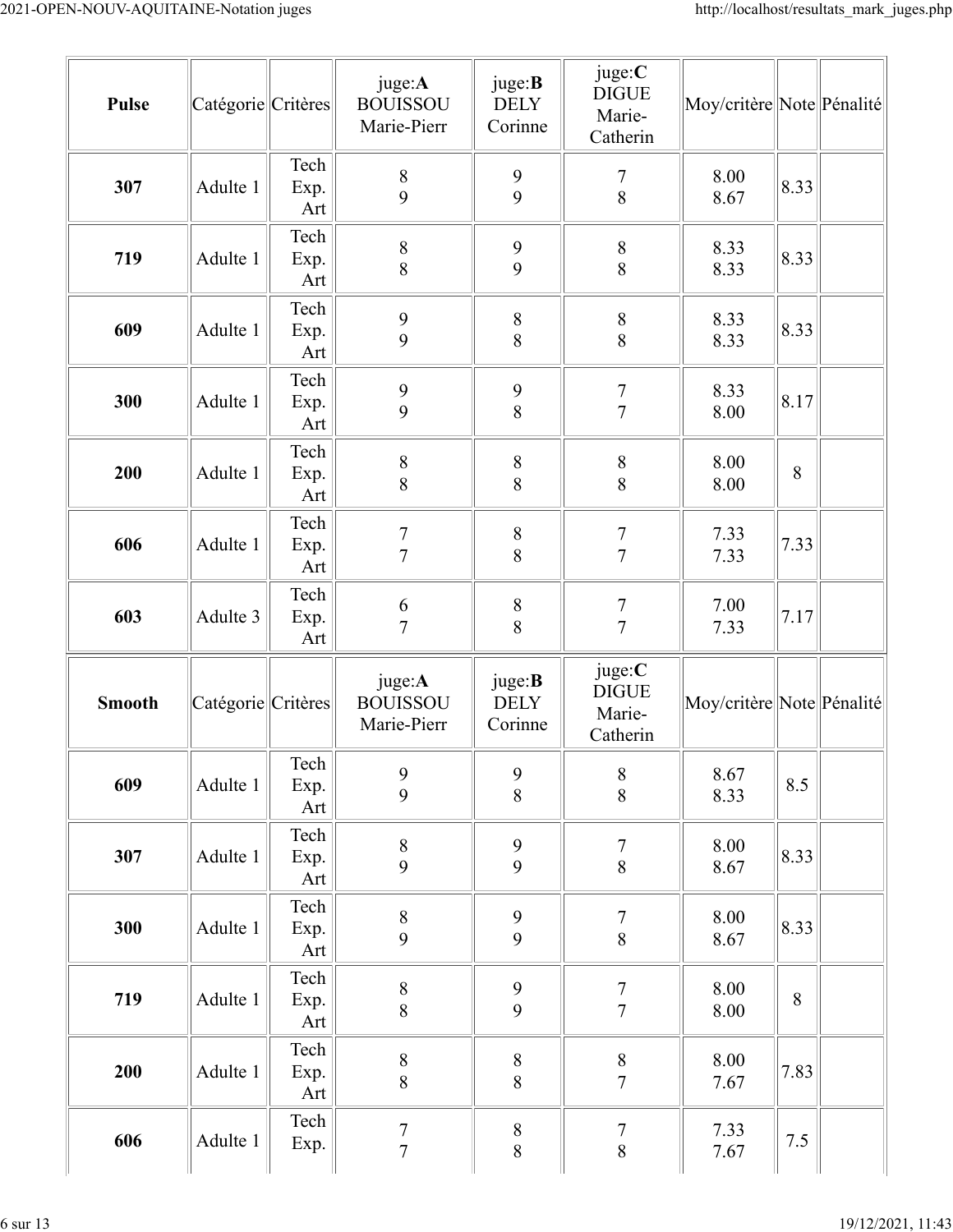| Pulse | Catégorie | Critères | juge:**A** BOUISSOU Marie-Pierr | juge:**B** DELY Corinne | juge:**C** DIGUE Marie-Catherin | Moy/critère | Note | Pénalité |
|---|---|---|---|---|---|---|---|---|
| **307** | Adulte 1 | Tech Exp. Art | 8 9 | 9 9 | 7 8 | 8.00 8.67 | 8.33 | |
| **719** | Adulte 1 | Tech Exp. Art | 8 8 | 9 9 | 8 8 | 8.33 8.33 | 8.33 | |
| **609** | Adulte 1 | Tech Exp. Art | 9 9 | 8 8 | 8 8 | 8.33 8.33 | 8.33 | |
| **300** | Adulte 1 | Tech Exp. Art | 9 9 | 9 8 | 7 7 | 8.33 8.00 | 8.17 | |
| **200** | Adulte 1 | Tech Exp. Art | 8 8 | 8 8 | 8 8 | 8.00 8.00 | 8 | |
| **606** | Adulte 1 | Tech Exp. Art | 7 7 | 8 8 | 7 7 | 7.33 7.33 | 7.33 | |
| **603** | Adulte 3 | Tech Exp. Art | 6 7 | 8 8 | 7 7 | 7.00 7.33 | 7.17 | |

| Smooth | Catégorie | Critères | juge:**A** BOUISSOU Marie-Pierr | juge:**B** DELY Corinne | juge:**C** DIGUE Marie-Catherin | Moy/critère | Note | Pénalité |
|---|---|---|---|---|---|---|---|---|
| **609** | Adulte 1 | Tech Exp. Art | 9 9 | 9 8 | 8 8 | 8.67 8.33 | 8.5 | |
| **307** | Adulte 1 | Tech Exp. Art | 8 9 | 9 9 | 7 8 | 8.00 8.67 | 8.33 | |
| **300** | Adulte 1 | Tech Exp. Art | 8 9 | 9 9 | 7 8 | 8.00 8.67 | 8.33 | |
| **719** | Adulte 1 | Tech Exp. Art | 8 8 | 9 9 | 7 7 | 8.00 8.00 | 8 | |
| **200** | Adulte 1 | Tech Exp. Art | 8 8 | 8 8 | 8 7 | 8.00 7.67 | 7.83 | |
| **606** | Adulte 1 | Tech Exp. | 7 7 | 8 8 | 7 8 | 7.33 7.67 | 7.5 | |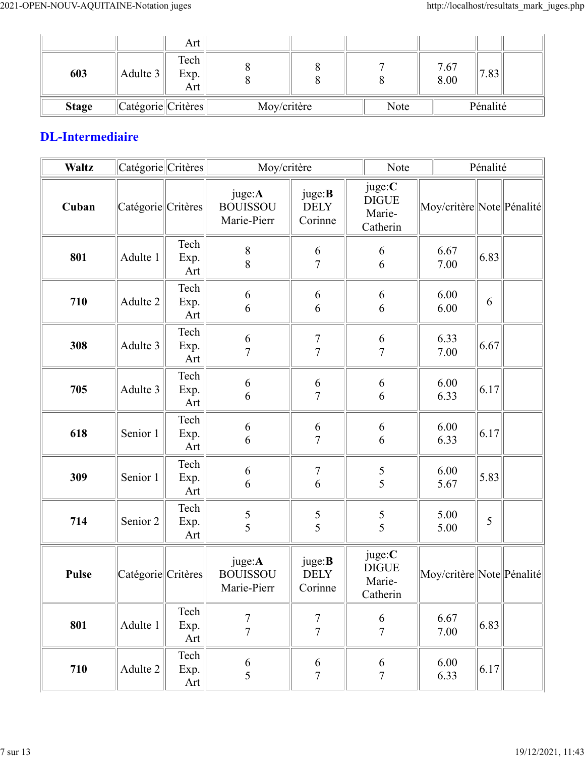| | | Art | | | | | | |
|---|---|---|---|---|---|---|---|---|
| **603** | Adulte 3 | Tech Exp. Art | 8 8 | 8 8 | 7 8 | 7.67 8.00 | 7.83 | |

| **Stage** | Catégorie | Critères | Moy/critère | Note | Pénalité |
|---|---|---|---|---|---|

## DL-Intermediaire

| **Waltz** | Catégorie | Critères | Moy/critère | Note | Pénalité |
|---|---|---|---|---|---|

| **Cuban** | Catégorie | Critères | juge:**A** BOUISSOU Marie-Pierr | juge:**B** DELY Corinne | juge:**C** DIGUE Marie-Catherin | Moy/critère | Note | Pénalité |
|---|---|---|---|---|---|---|---|---|
| **801** | Adulte 1 | Tech Exp. Art | 8 8 | 6 7 | 6 6 | 6.67 7.00 | 6.83 | |
| **710** | Adulte 2 | Tech Exp. Art | 6 6 | 6 6 | 6 6 | 6.00 6.00 | 6 | |
| **308** | Adulte 3 | Tech Exp. Art | 6 7 | 7 7 | 6 7 | 6.33 7.00 | 6.67 | |
| **705** | Adulte 3 | Tech Exp. Art | 6 6 | 6 7 | 6 6 | 6.00 6.33 | 6.17 | |
| **618** | Senior 1 | Tech Exp. Art | 6 6 | 6 7 | 6 6 | 6.00 6.33 | 6.17 | |
| **309** | Senior 1 | Tech Exp. Art | 6 6 | 7 6 | 5 5 | 6.00 5.67 | 5.83 | |
| **714** | Senior 2 | Tech Exp. Art | 5 5 | 5 5 | 5 5 | 5.00 5.00 | 5 | |

| **Pulse** | Catégorie | Critères | juge:**A** BOUISSOU Marie-Pierr | juge:**B** DELY Corinne | juge:**C** DIGUE Marie-Catherin | Moy/critère | Note | Pénalité |
|---|---|---|---|---|---|---|---|---|
| **801** | Adulte 1 | Tech Exp. Art | 7 7 | 7 7 | 6 7 | 6.67 7.00 | 6.83 | |
| **710** | Adulte 2 | Tech Exp. Art | 6 5 | 6 7 | 6 7 | 6.00 6.33 | 6.17 | |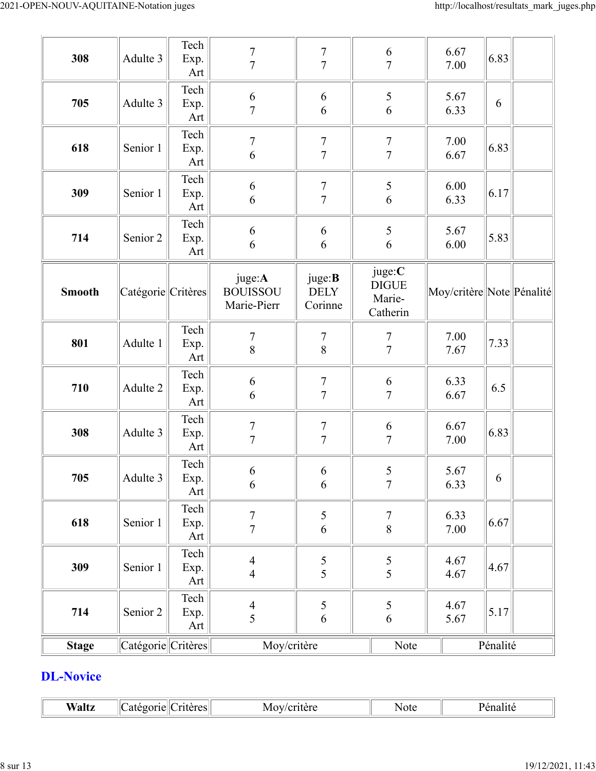| | | | | | | | | |
|---|---|---|---|---|---|---|---|---|
| **308** | Adulte 3 | Tech Exp. Art | 7 7 | 7 7 | 6 7 | 6.67 7.00 | 6.83 | |
| **705** | Adulte 3 | Tech Exp. Art | 6 7 | 6 6 | 5 6 | 5.67 6.33 | 6 | |
| **618** | Senior 1 | Tech Exp. Art | 7 6 | 7 7 | 7 7 | 7.00 6.67 | 6.83 | |
| **309** | Senior 1 | Tech Exp. Art | 6 6 | 7 7 | 5 6 | 6.00 6.33 | 6.17 | |
| **714** | Senior 2 | Tech Exp. Art | 6 6 | 6 6 | 5 6 | 5.67 6.00 | 5.83 | |

| **Smooth** | Catégorie | Critères | juge:**A** BOUISSOU Marie-Pierr | juge:**B** DELY Corinne | juge:**C** DIGUE Marie-Catherin | Moy/critère | Note | Pénalité |
|---|---|---|---|---|---|---|---|---|
| **801** | Adulte 1 | Tech Exp. Art | 7 8 | 7 8 | 7 7 | 7.00 7.67 | 7.33 | |
| **710** | Adulte 2 | Tech Exp. Art | 6 6 | 7 7 | 6 7 | 6.33 6.67 | 6.5 | |
| **308** | Adulte 3 | Tech Exp. Art | 7 7 | 7 7 | 6 7 | 6.67 7.00 | 6.83 | |
| **705** | Adulte 3 | Tech Exp. Art | 6 6 | 6 6 | 5 7 | 5.67 6.33 | 6 | |
| **618** | Senior 1 | Tech Exp. Art | 7 7 | 5 6 | 7 8 | 6.33 7.00 | 6.67 | |
| **309** | Senior 1 | Tech Exp. Art | 4 4 | 5 5 | 5 5 | 4.67 4.67 | 4.67 | |
| **714** | Senior 2 | Tech Exp. Art | 4 5 | 5 6 | 5 6 | 4.67 5.67 | 5.17 | |

| **Stage** | Catégorie | Critères | Moy/critère | Note | Pénalité |
|---|---|---|---|---|---|

## DL-Novice

| **Waltz** | Catégorie | Critères | Moy/critère | Note | Pénalité |
|---|---|---|---|---|---|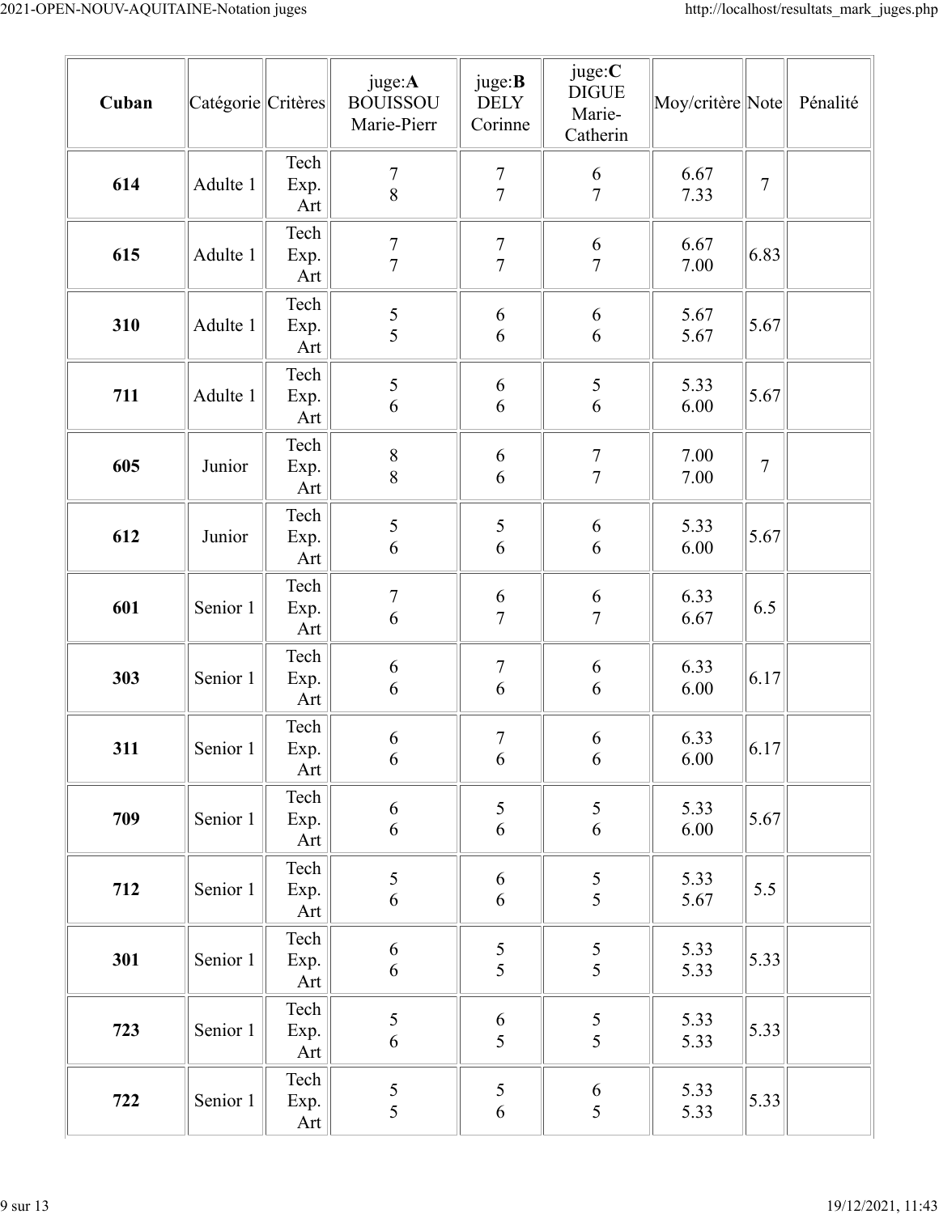| Cuban | Catégorie | Critères | juge:**A** BOUISSOU Marie-Pierr | juge:**B** DELY Corinne | juge:**C** DIGUE Marie-Catherin | Moy/critère | Note | Pénalité |
|---|---|---|---|---|---|---|---|---|
| **614** | Adulte 1 | Tech Exp. Art | 7 8 | 7 7 | 6 7 | 6.67 7.33 | 7 | |
| **615** | Adulte 1 | Tech Exp. Art | 7 7 | 7 7 | 6 7 | 6.67 7.00 | 6.83 | |
| **310** | Adulte 1 | Tech Exp. Art | 5 5 | 6 6 | 6 6 | 5.67 5.67 | 5.67 | |
| **711** | Adulte 1 | Tech Exp. Art | 5 6 | 6 6 | 5 6 | 5.33 6.00 | 5.67 | |
| **605** | Junior | Tech Exp. Art | 8 8 | 6 6 | 7 7 | 7.00 7.00 | 7 | |
| **612** | Junior | Tech Exp. Art | 5 6 | 5 6 | 6 6 | 5.33 6.00 | 5.67 | |
| **601** | Senior 1 | Tech Exp. Art | 7 6 | 6 7 | 6 7 | 6.33 6.67 | 6.5 | |
| **303** | Senior 1 | Tech Exp. Art | 6 6 | 7 6 | 6 6 | 6.33 6.00 | 6.17 | |
| **311** | Senior 1 | Tech Exp. Art | 6 6 | 7 6 | 6 6 | 6.33 6.00 | 6.17 | |
| **709** | Senior 1 | Tech Exp. Art | 6 6 | 5 6 | 5 6 | 5.33 6.00 | 5.67 | |
| **712** | Senior 1 | Tech Exp. Art | 5 6 | 6 6 | 5 5 | 5.33 5.67 | 5.5 | |
| **301** | Senior 1 | Tech Exp. Art | 6 6 | 5 5 | 5 5 | 5.33 5.33 | 5.33 | |
| **723** | Senior 1 | Tech Exp. Art | 5 6 | 6 5 | 5 5 | 5.33 5.33 | 5.33 | |
| **722** | Senior 1 | Tech Exp. Art | 5 5 | 5 6 | 6 5 | 5.33 5.33 | 5.33 | |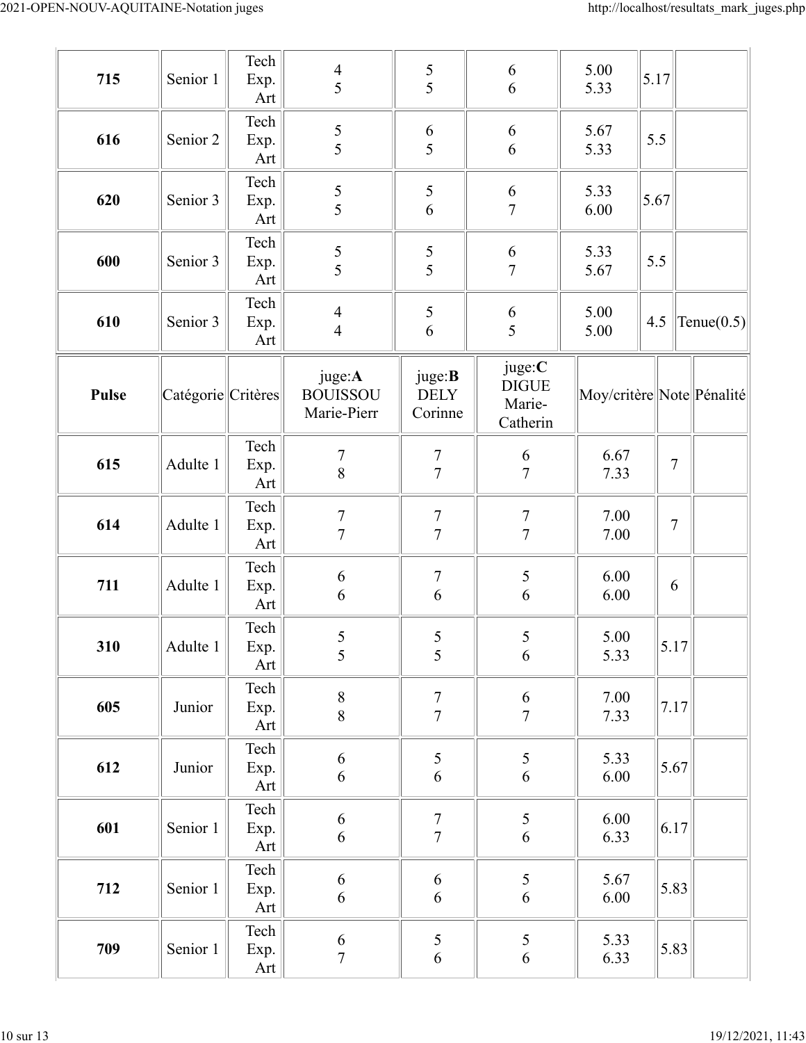| | | | | | | | | |
|---|---|---|---|---|---|---|---|---|
| **715** | Senior 1 | Tech Exp. Art | 4 5 | 5 5 | 6 6 | 5.00 5.33 | 5.17 | |
| **616** | Senior 2 | Tech Exp. Art | 5 5 | 6 5 | 6 6 | 5.67 5.33 | 5.5 | |
| **620** | Senior 3 | Tech Exp. Art | 5 5 | 5 6 | 6 7 | 5.33 6.00 | 5.67 | |
| **600** | Senior 3 | Tech Exp. Art | 5 5 | 5 5 | 6 7 | 5.33 5.67 | 5.5 | |
| **610** | Senior 3 | Tech Exp. Art | 4 4 | 5 6 | 6 5 | 5.00 5.00 | 4.5 | Tenue(0.5) |

| **Pulse** | Catégorie | Critères | juge:**A** BOUISSOU Marie-Pierr | juge:**B** DELY Corinne | juge:**C** DIGUE Marie-Catherin | Moy/critère | Note | Pénalité |
|---|---|---|---|---|---|---|---|---|
| **615** | Adulte 1 | Tech Exp. Art | 7 8 | 7 7 | 6 7 | 6.67 7.33 | 7 | |
| **614** | Adulte 1 | Tech Exp. Art | 7 7 | 7 7 | 7 7 | 7.00 7.00 | 7 | |
| **711** | Adulte 1 | Tech Exp. Art | 6 6 | 7 6 | 5 6 | 6.00 6.00 | 6 | |
| **310** | Adulte 1 | Tech Exp. Art | 5 5 | 5 5 | 5 6 | 5.00 5.33 | 5.17 | |
| **605** | Junior | Tech Exp. Art | 8 8 | 7 7 | 6 7 | 7.00 7.33 | 7.17 | |
| **612** | Junior | Tech Exp. Art | 6 6 | 5 6 | 5 6 | 5.33 6.00 | 5.67 | |
| **601** | Senior 1 | Tech Exp. Art | 6 6 | 7 7 | 5 6 | 6.00 6.33 | 6.17 | |
| **712** | Senior 1 | Tech Exp. Art | 6 6 | 6 6 | 5 6 | 5.67 6.00 | 5.83 | |
| **709** | Senior 1 | Tech Exp. Art | 6 7 | 5 6 | 5 6 | 5.33 6.33 | 5.83 | |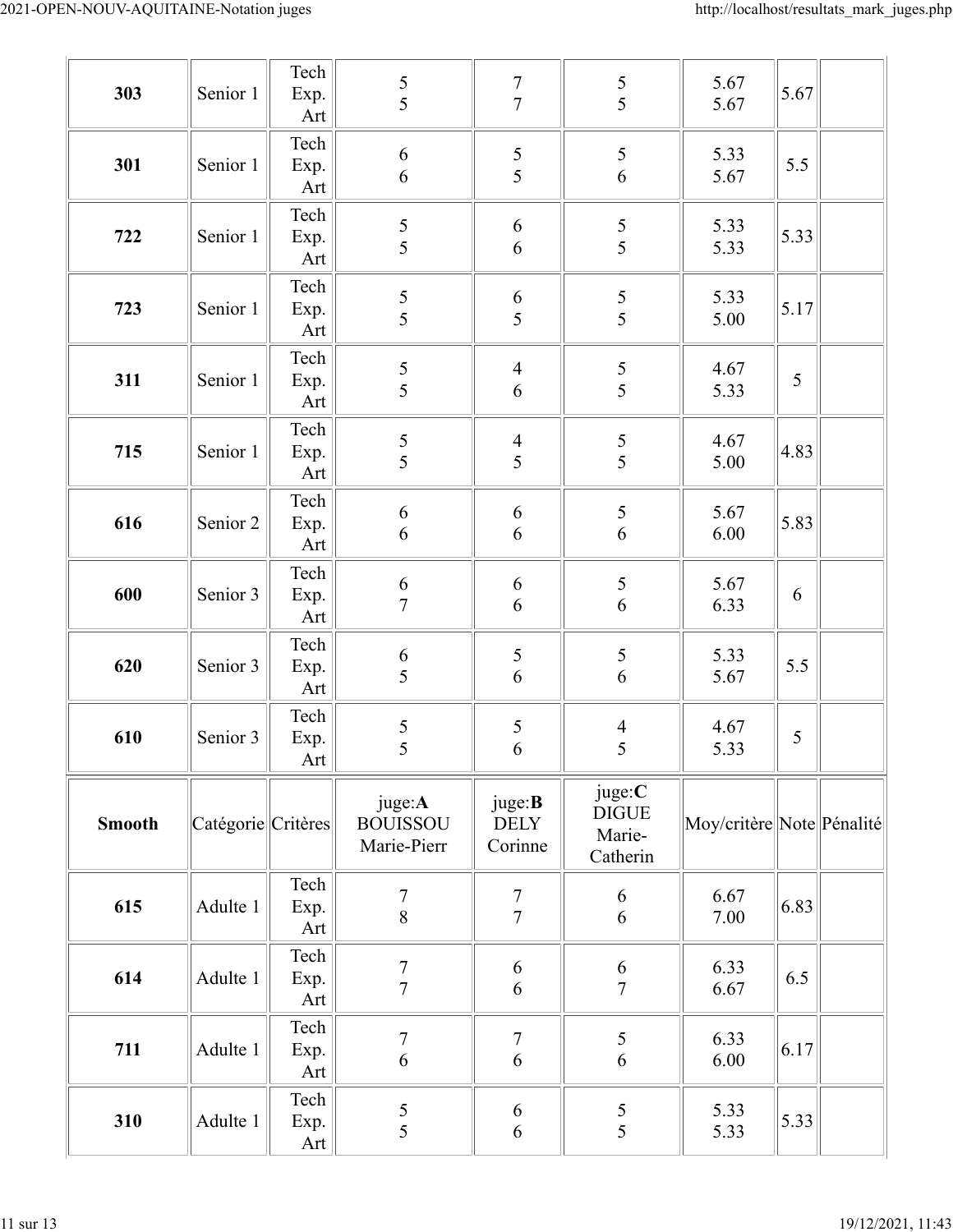| | | | | | | | | |
|---|---|---|---|---|---|---|---|---|
| **303** | Senior 1 | Tech Exp. Art | 5 5 | 7 7 | 5 5 | 5.67 5.67 | 5.67 | |
| **301** | Senior 1 | Tech Exp. Art | 6 6 | 5 5 | 5 6 | 5.33 5.67 | 5.5 | |
| **722** | Senior 1 | Tech Exp. Art | 5 5 | 6 6 | 5 5 | 5.33 5.33 | 5.33 | |
| **723** | Senior 1 | Tech Exp. Art | 5 5 | 6 5 | 5 5 | 5.33 5.00 | 5.17 | |
| **311** | Senior 1 | Tech Exp. Art | 5 5 | 4 6 | 5 5 | 4.67 5.33 | 5 | |
| **715** | Senior 1 | Tech Exp. Art | 5 5 | 4 5 | 5 5 | 4.67 5.00 | 4.83 | |
| **616** | Senior 2 | Tech Exp. Art | 6 6 | 6 6 | 5 6 | 5.67 6.00 | 5.83 | |
| **600** | Senior 3 | Tech Exp. Art | 6 7 | 6 6 | 5 6 | 5.67 6.33 | 6 | |
| **620** | Senior 3 | Tech Exp. Art | 6 5 | 5 6 | 5 6 | 5.33 5.67 | 5.5 | |
| **610** | Senior 3 | Tech Exp. Art | 5 5 | 5 6 | 4 5 | 4.67 5.33 | 5 | |

| **Smooth** | Catégorie | Critères | juge:**A** BOUISSOU Marie-Pierr | juge:**B** DELY Corinne | juge:**C** DIGUE Marie-Catherin | Moy/critère | Note | Pénalité |
|---|---|---|---|---|---|---|---|---|
| **615** | Adulte 1 | Tech Exp. Art | 7 8 | 7 7 | 6 6 | 6.67 7.00 | 6.83 | |
| **614** | Adulte 1 | Tech Exp. Art | 7 7 | 6 6 | 6 7 | 6.33 6.67 | 6.5 | |
| **711** | Adulte 1 | Tech Exp. Art | 7 6 | 7 6 | 5 6 | 6.33 6.00 | 6.17 | |
| **310** | Adulte 1 | Tech Exp. Art | 5 5 | 6 6 | 5 5 | 5.33 5.33 | 5.33 | |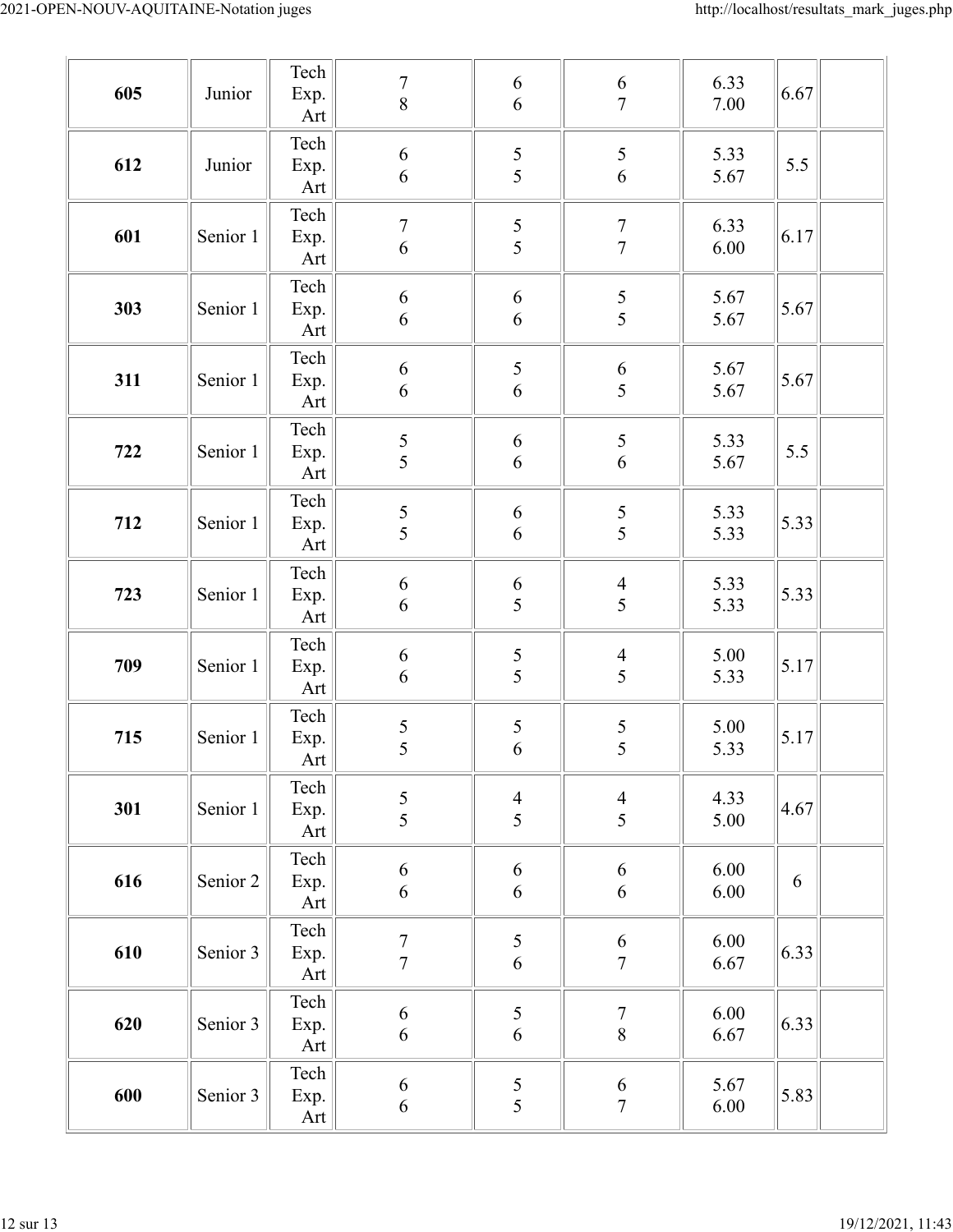| | | | | | | | | |
|---|---|---|---|---|---|---|---|---|
| **605** | Junior | Tech Exp. Art | 7<br>8 | 6<br>6 | 6<br>7 | 6.33<br>7.00 | 6.67 | |
| **612** | Junior | Tech Exp. Art | 6<br>6 | 5<br>5 | 5<br>6 | 5.33<br>5.67 | 5.5 | |
| **601** | Senior 1 | Tech Exp. Art | 7<br>6 | 5<br>5 | 7<br>7 | 6.33<br>6.00 | 6.17 | |
| **303** | Senior 1 | Tech Exp. Art | 6<br>6 | 6<br>6 | 5<br>5 | 5.67<br>5.67 | 5.67 | |
| **311** | Senior 1 | Tech Exp. Art | 6<br>6 | 5<br>6 | 6<br>5 | 5.67<br>5.67 | 5.67 | |
| **722** | Senior 1 | Tech Exp. Art | 5<br>5 | 6<br>6 | 5<br>6 | 5.33<br>5.67 | 5.5 | |
| **712** | Senior 1 | Tech Exp. Art | 5<br>5 | 6<br>6 | 5<br>5 | 5.33<br>5.33 | 5.33 | |
| **723** | Senior 1 | Tech Exp. Art | 6<br>6 | 6<br>5 | 4<br>5 | 5.33<br>5.33 | 5.33 | |
| **709** | Senior 1 | Tech Exp. Art | 6<br>6 | 5<br>5 | 4<br>5 | 5.00<br>5.33 | 5.17 | |
| **715** | Senior 1 | Tech Exp. Art | 5<br>5 | 5<br>6 | 5<br>5 | 5.00<br>5.33 | 5.17 | |
| **301** | Senior 1 | Tech Exp. Art | 5<br>5 | 4<br>5 | 4<br>5 | 4.33<br>5.00 | 4.67 | |
| **616** | Senior 2 | Tech Exp. Art | 6<br>6 | 6<br>6 | 6<br>6 | 6.00<br>6.00 | 6 | |
| **610** | Senior 3 | Tech Exp. Art | 7<br>7 | 5<br>6 | 6<br>7 | 6.00<br>6.67 | 6.33 | |
| **620** | Senior 3 | Tech Exp. Art | 6<br>6 | 5<br>6 | 7<br>8 | 6.00<br>6.67 | 6.33 | |
| **600** | Senior 3 | Tech Exp. Art | 6<br>6 | 5<br>5 | 6<br>7 | 5.67<br>6.00 | 5.83 | |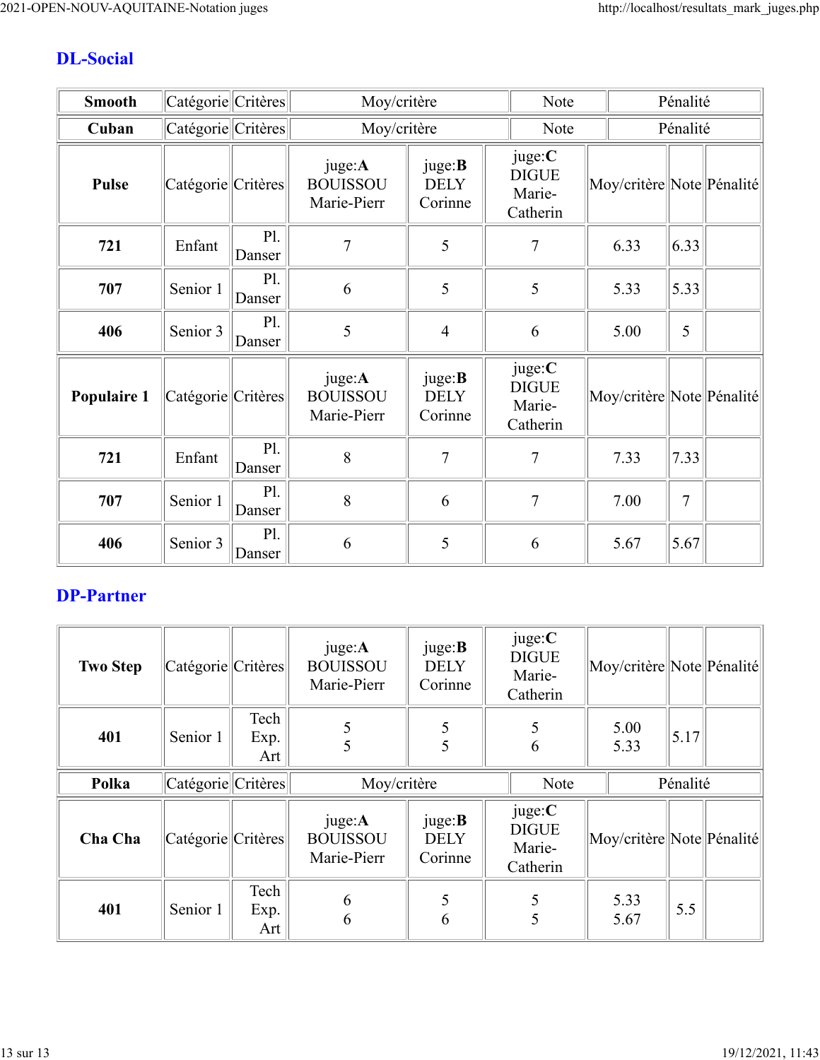## DL-Social

| Smooth | Catégorie | Critères | Moy/critère | | | Note | | Pénalité |
|---|---|---|---|---|---|---|---|---|
| **Cuban** | Catégorie | Critères | Moy/critère | | | Note | | Pénalité |
| **Pulse** | Catégorie | Critères | juge:**A** BOUISSOU Marie-Pierr | juge:**B** DELY Corinne | juge:**C** DIGUE Marie-Catherin | Moy/critère | Note | Pénalité |
| **721** | Enfant | Pl. Danser | 7 | 5 | 7 | 6.33 | 6.33 | |
| **707** | Senior 1 | Pl. Danser | 6 | 5 | 5 | 5.33 | 5.33 | |
| **406** | Senior 3 | Pl. Danser | 5 | 4 | 6 | 5.00 | 5 | |
| **Populaire 1** | Catégorie | Critères | juge:**A** BOUISSOU Marie-Pierr | juge:**B** DELY Corinne | juge:**C** DIGUE Marie-Catherin | Moy/critère | Note | Pénalité |
| **721** | Enfant | Pl. Danser | 8 | 7 | 7 | 7.33 | 7.33 | |
| **707** | Senior 1 | Pl. Danser | 8 | 6 | 7 | 7.00 | 7 | |
| **406** | Senior 3 | Pl. Danser | 6 | 5 | 6 | 5.67 | 5.67 | |

## DP-Partner

| Two Step | Catégorie | Critères | juge:**A** BOUISSOU Marie-Pierr | juge:**B** DELY Corinne | juge:**C** DIGUE Marie-Catherin | Moy/critère | Note | Pénalité |
|---|---|---|---|---|---|---|---|---|
| **401** | Senior 1 | Tech<br>Exp. Art | 5<br>5 | 5<br>5 | 5<br>6 | 5.00<br>5.33 | 5.17 | |
| **Polka** | Catégorie | Critères | Moy/critère | | | Note | | Pénalité |
| **Cha Cha** | Catégorie | Critères | juge:**A** BOUISSOU Marie-Pierr | juge:**B** DELY Corinne | juge:**C** DIGUE Marie-Catherin | Moy/critère | Note | Pénalité |
| **401** | Senior 1 | Tech<br>Exp. Art | 6<br>6 | 5<br>6 | 5<br>5 | 5.33<br>5.67 | 5.5 | |